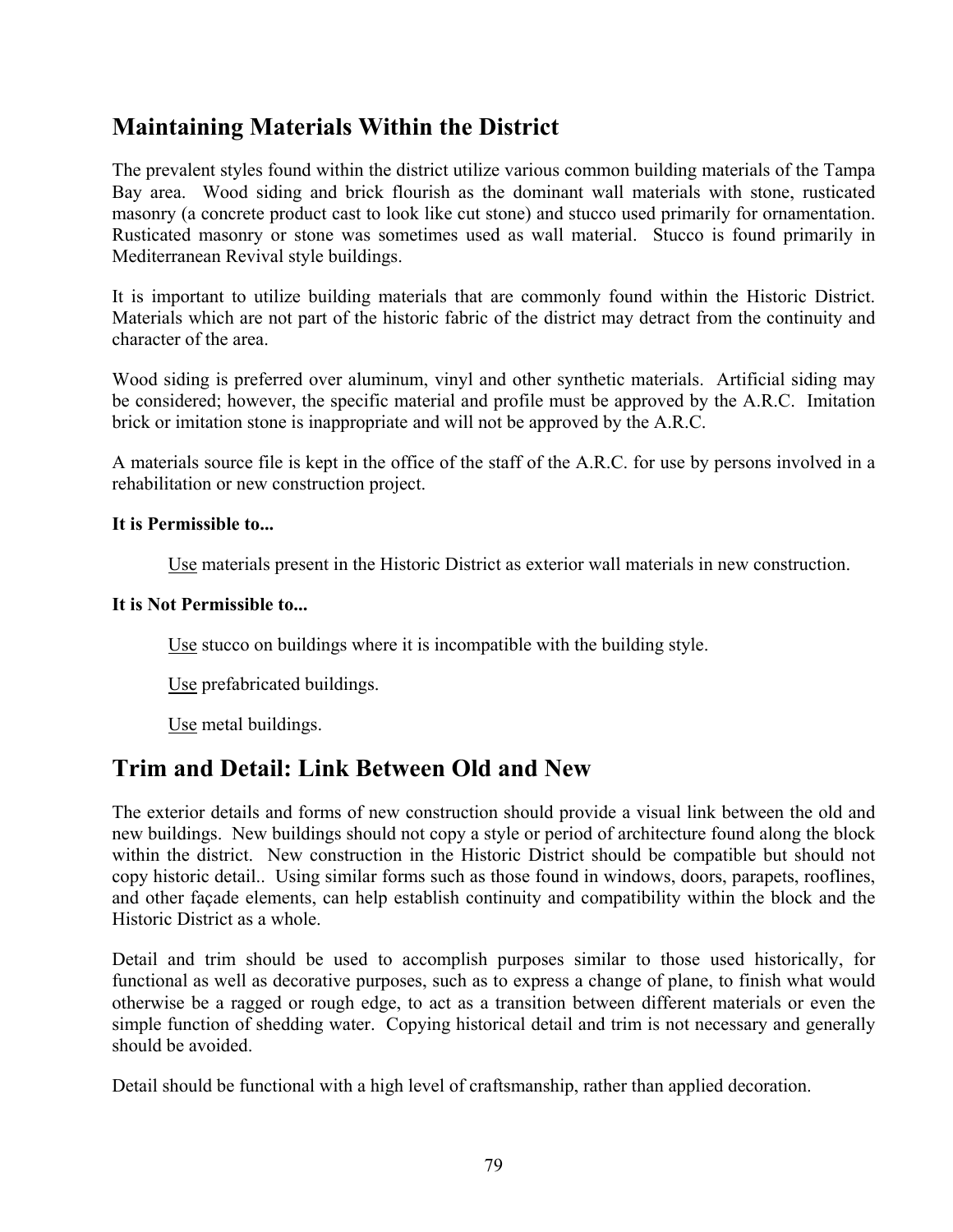## Maintaining Materials Within the District

The prevalent styles found within the district utilize various common building materials of the Tampa Bay area. Wood siding and brick flourish as the dominant wall materials with stone, rusticated masonry (a concrete product cast to look like cut stone) and stucco used primarily for ornamentation. Rusticated masonry or stone was sometimes used as wall material. Stucco is found primarily in Mediterranean Revival style buildings.

It is important to utilize building materials that are commonly found within the Historic District. Materials which are not part of the historic fabric of the district may detract from the continuity and character of the area.

Wood siding is preferred over aluminum, vinyl and other synthetic materials. Artificial siding may be considered; however, the specific material and profile must be approved by the A.R.C. Imitation brick or imitation stone is inappropriate and will not be approved by the A.R.C.

A materials source file is kept in the office of the staff of the A.R.C. for use by persons involved in a rehabilitation or new construction project.

**It is Permissible to...**

<u>Use</u> materials present in the Historic District as exterior wall materials in new construction.

**It is Not Permissible to...**

<u>Use</u> stucco on buildings where it is incompatible with the building style.

<u>Use</u> prefabricated buildings.

<u>Use</u> metal buildings.

## Trim and Detail: Link Between Old and New

The exterior details and forms of new construction should provide a visual link between the old and new buildings. New buildings should not copy a style or period of architecture found along the block within the district. New construction in the Historic District should be compatible but should not copy historic detail.. Using similar forms such as those found in windows, doors, parapets, rooflines, and other façade elements, can help establish continuity and compatibility within the block and the Historic District as a whole.

Detail and trim should be used to accomplish purposes similar to those used historically, for functional as well as decorative purposes, such as to express a change of plane, to finish what would otherwise be a ragged or rough edge, to act as a transition between different materials or even the simple function of shedding water. Copying historical detail and trim is not necessary and generally should be avoided.

Detail should be functional with a high level of craftsmanship, rather than applied decoration.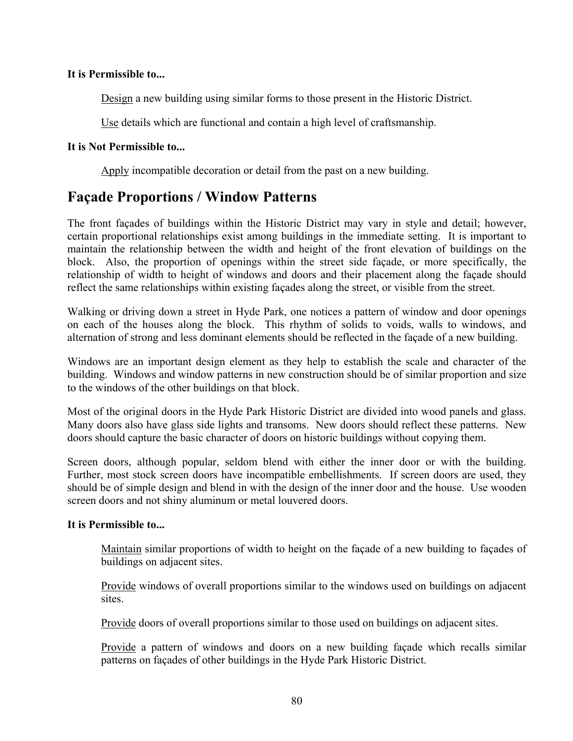**It is Permissible to...**

Design a new building using similar forms to those present in the Historic District.

Use details which are functional and contain a high level of craftsmanship.

**It is Not Permissible to...**

Apply incompatible decoration or detail from the past on a new building.

## Façade Proportions / Window Patterns

The front façades of buildings within the Historic District may vary in style and detail; however, certain proportional relationships exist among buildings in the immediate setting. It is important to maintain the relationship between the width and height of the front elevation of buildings on the block. Also, the proportion of openings within the street side façade, or more specifically, the relationship of width to height of windows and doors and their placement along the façade should reflect the same relationships within existing façades along the street, or visible from the street.

Walking or driving down a street in Hyde Park, one notices a pattern of window and door openings on each of the houses along the block. This rhythm of solids to voids, walls to windows, and alternation of strong and less dominant elements should be reflected in the façade of a new building.

Windows are an important design element as they help to establish the scale and character of the building. Windows and window patterns in new construction should be of similar proportion and size to the windows of the other buildings on that block.

Most of the original doors in the Hyde Park Historic District are divided into wood panels and glass. Many doors also have glass side lights and transoms. New doors should reflect these patterns. New doors should capture the basic character of doors on historic buildings without copying them.

Screen doors, although popular, seldom blend with either the inner door or with the building. Further, most stock screen doors have incompatible embellishments. If screen doors are used, they should be of simple design and blend in with the design of the inner door and the house. Use wooden screen doors and not shiny aluminum or metal louvered doors.

**It is Permissible to...**

Maintain similar proportions of width to height on the façade of a new building to façades of buildings on adjacent sites.

Provide windows of overall proportions similar to the windows used on buildings on adjacent sites.

Provide doors of overall proportions similar to those used on buildings on adjacent sites.

Provide a pattern of windows and doors on a new building façade which recalls similar patterns on façades of other buildings in the Hyde Park Historic District.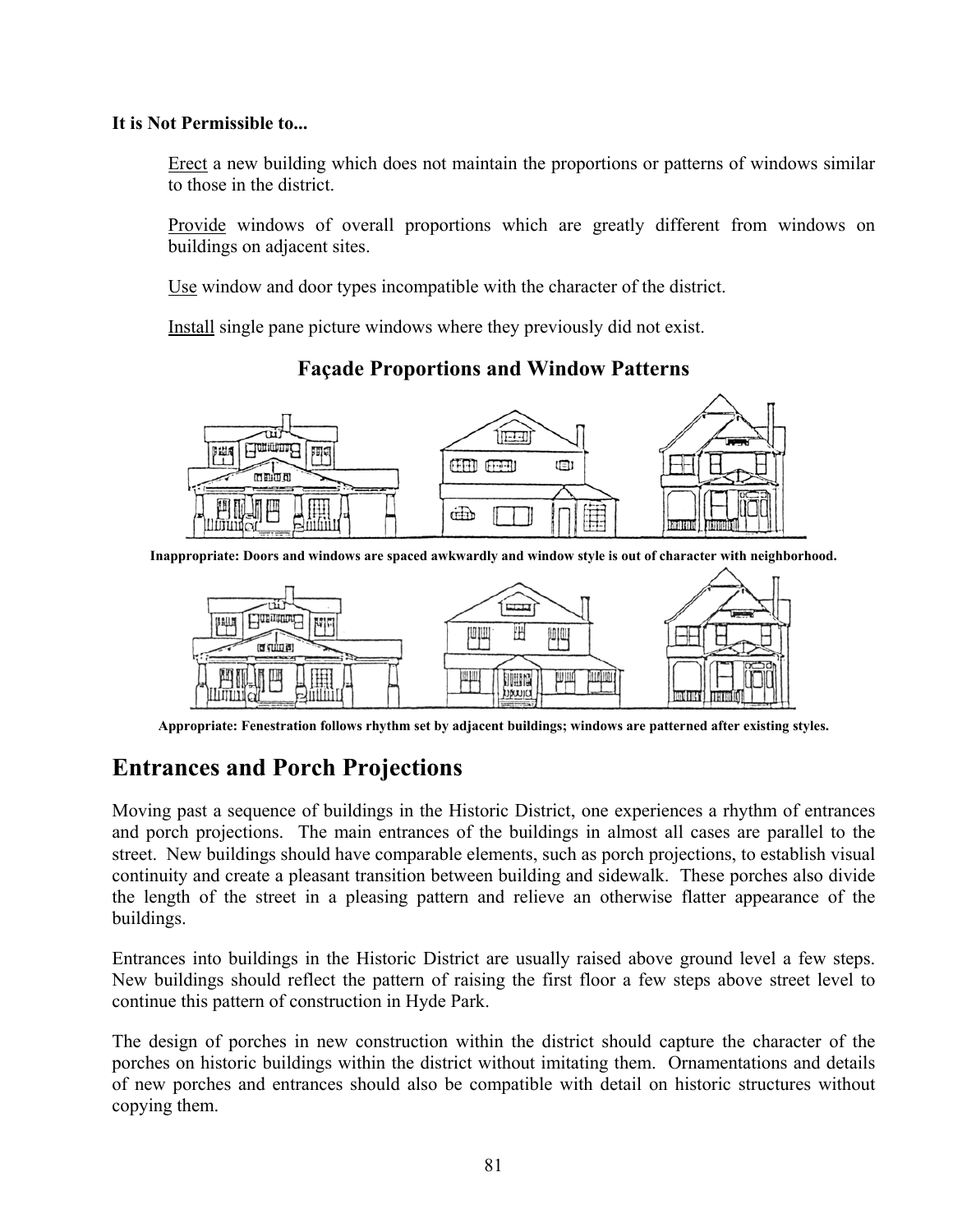**It is Not Permissible to...**

Erect a new building which does not maintain the proportions or patterns of windows similar to those in the district.

Provide windows of overall proportions which are greatly different from windows on buildings on adjacent sites.

Use window and door types incompatible with the character of the district.

Install single pane picture windows where they previously did not exist.

### Façade Proportions and Window Patterns

**Inappropriate: Doors and windows are spaced awkwardly and window style is out of character with neighborhood.**

**Appropriate: Fenestration follows rhythm set by adjacent buildings; windows are patterned after existing styles.**

## Entrances and Porch Projections

Moving past a sequence of buildings in the Historic District, one experiences a rhythm of entrances and porch projections. The main entrances of the buildings in almost all cases are parallel to the street. New buildings should have comparable elements, such as porch projections, to establish visual continuity and create a pleasant transition between building and sidewalk. These porches also divide the length of the street in a pleasing pattern and relieve an otherwise flatter appearance of the buildings.

Entrances into buildings in the Historic District are usually raised above ground level a few steps. New buildings should reflect the pattern of raising the first floor a few steps above street level to continue this pattern of construction in Hyde Park.

The design of porches in new construction within the district should capture the character of the porches on historic buildings within the district without imitating them. Ornamentations and details of new porches and entrances should also be compatible with detail on historic structures without copying them.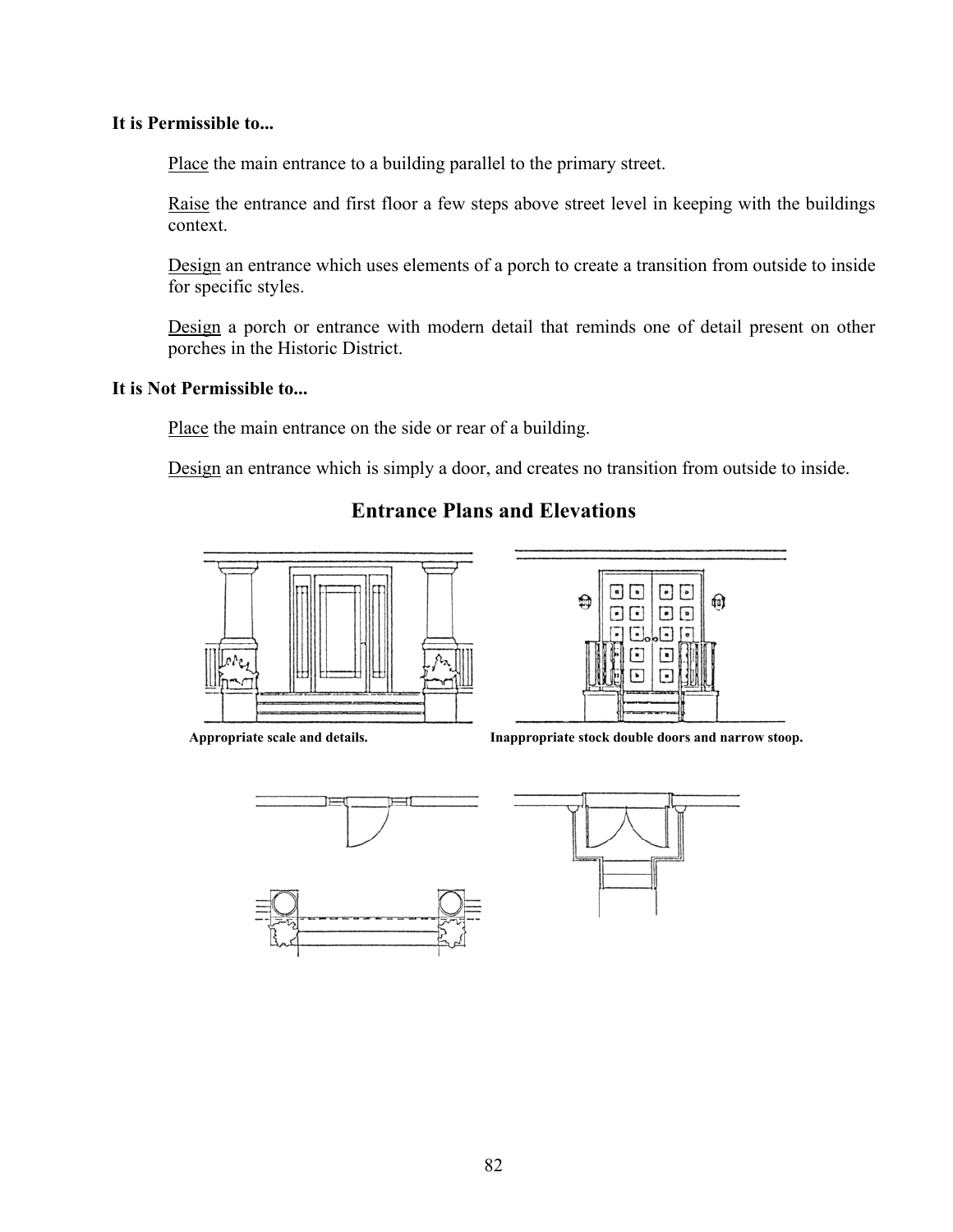**It is Permissible to...**

Place the main entrance to a building parallel to the primary street.

Raise the entrance and first floor a few steps above street level in keeping with the buildings context.

Design an entrance which uses elements of a porch to create a transition from outside to inside for specific styles.

Design a porch or entrance with modern detail that reminds one of detail present on other porches in the Historic District.

**It is Not Permissible to...**

Place the main entrance on the side or rear of a building.

Design an entrance which is simply a door, and creates no transition from outside to inside.

## Entrance Plans and Elevations

**Appropriate scale and details.**

**Inappropriate stock double doors and narrow stoop.**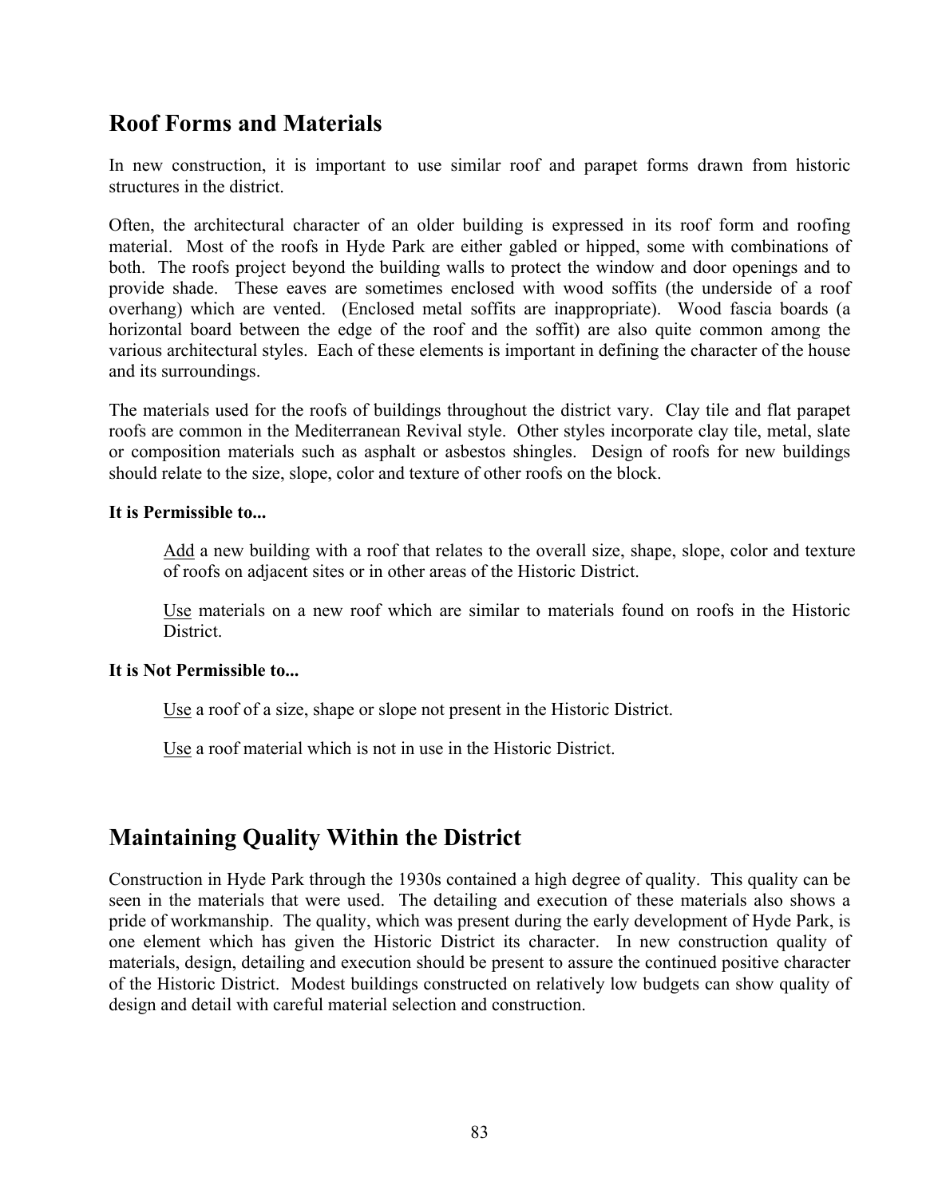## Roof Forms and Materials

In new construction, it is important to use similar roof and parapet forms drawn from historic structures in the district.

Often, the architectural character of an older building is expressed in its roof form and roofing material. Most of the roofs in Hyde Park are either gabled or hipped, some with combinations of both. The roofs project beyond the building walls to protect the window and door openings and to provide shade. These eaves are sometimes enclosed with wood soffits (the underside of a roof overhang) which are vented. (Enclosed metal soffits are inappropriate). Wood fascia boards (a horizontal board between the edge of the roof and the soffit) are also quite common among the various architectural styles. Each of these elements is important in defining the character of the house and its surroundings.

The materials used for the roofs of buildings throughout the district vary. Clay tile and flat parapet roofs are common in the Mediterranean Revival style. Other styles incorporate clay tile, metal, slate or composition materials such as asphalt or asbestos shingles. Design of roofs for new buildings should relate to the size, slope, color and texture of other roofs on the block.

**It is Permissible to...**

<u>Add</u> a new building with a roof that relates to the overall size, shape, slope, color and texture of roofs on adjacent sites or in other areas of the Historic District.

<u>Use</u> materials on a new roof which are similar to materials found on roofs in the Historic District.

**It is Not Permissible to...**

<u>Use</u> a roof of a size, shape or slope not present in the Historic District.

<u>Use</u> a roof material which is not in use in the Historic District.

## Maintaining Quality Within the District

Construction in Hyde Park through the 1930s contained a high degree of quality. This quality can be seen in the materials that were used. The detailing and execution of these materials also shows a pride of workmanship. The quality, which was present during the early development of Hyde Park, is one element which has given the Historic District its character. In new construction quality of materials, design, detailing and execution should be present to assure the continued positive character of the Historic District. Modest buildings constructed on relatively low budgets can show quality of design and detail with careful material selection and construction.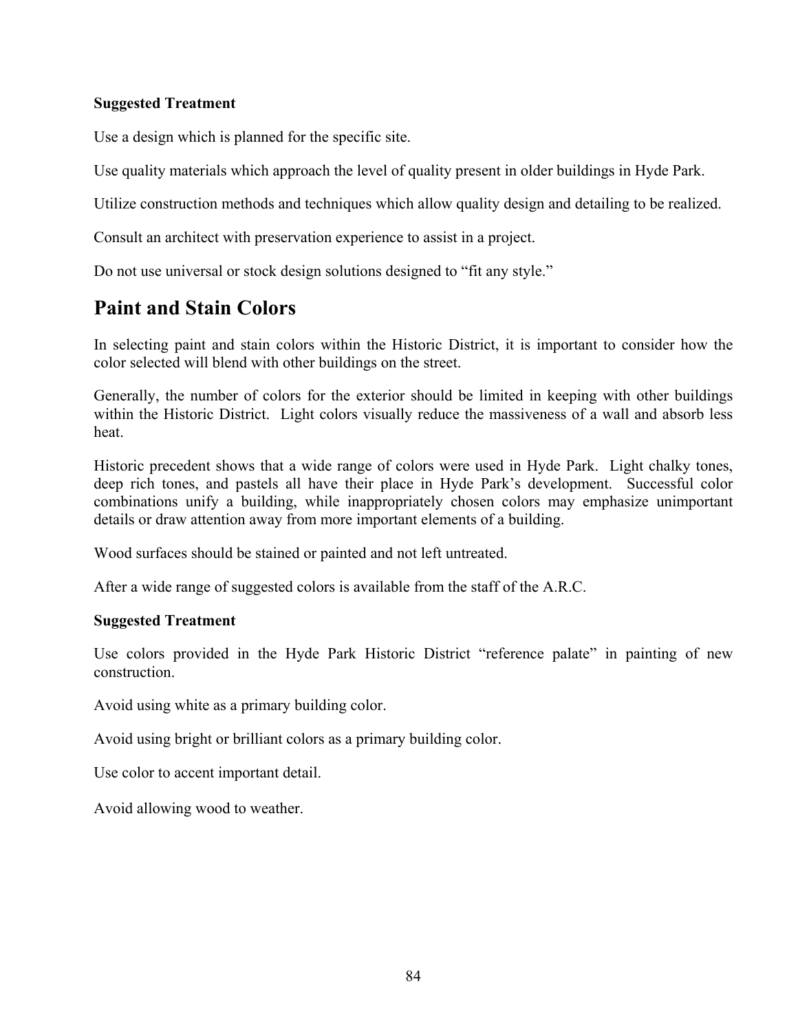**Suggested Treatment**

Use a design which is planned for the specific site.

Use quality materials which approach the level of quality present in older buildings in Hyde Park.

Utilize construction methods and techniques which allow quality design and detailing to be realized.

Consult an architect with preservation experience to assist in a project.

Do not use universal or stock design solutions designed to "fit any style."

## Paint and Stain Colors

In selecting paint and stain colors within the Historic District, it is important to consider how the color selected will blend with other buildings on the street.

Generally, the number of colors for the exterior should be limited in keeping with other buildings within the Historic District. Light colors visually reduce the massiveness of a wall and absorb less heat.

Historic precedent shows that a wide range of colors were used in Hyde Park. Light chalky tones, deep rich tones, and pastels all have their place in Hyde Park's development. Successful color combinations unify a building, while inappropriately chosen colors may emphasize unimportant details or draw attention away from more important elements of a building.

Wood surfaces should be stained or painted and not left untreated.

After a wide range of suggested colors is available from the staff of the A.R.C.

**Suggested Treatment**

Use colors provided in the Hyde Park Historic District "reference palate" in painting of new construction.

Avoid using white as a primary building color.

Avoid using bright or brilliant colors as a primary building color.

Use color to accent important detail.

Avoid allowing wood to weather.